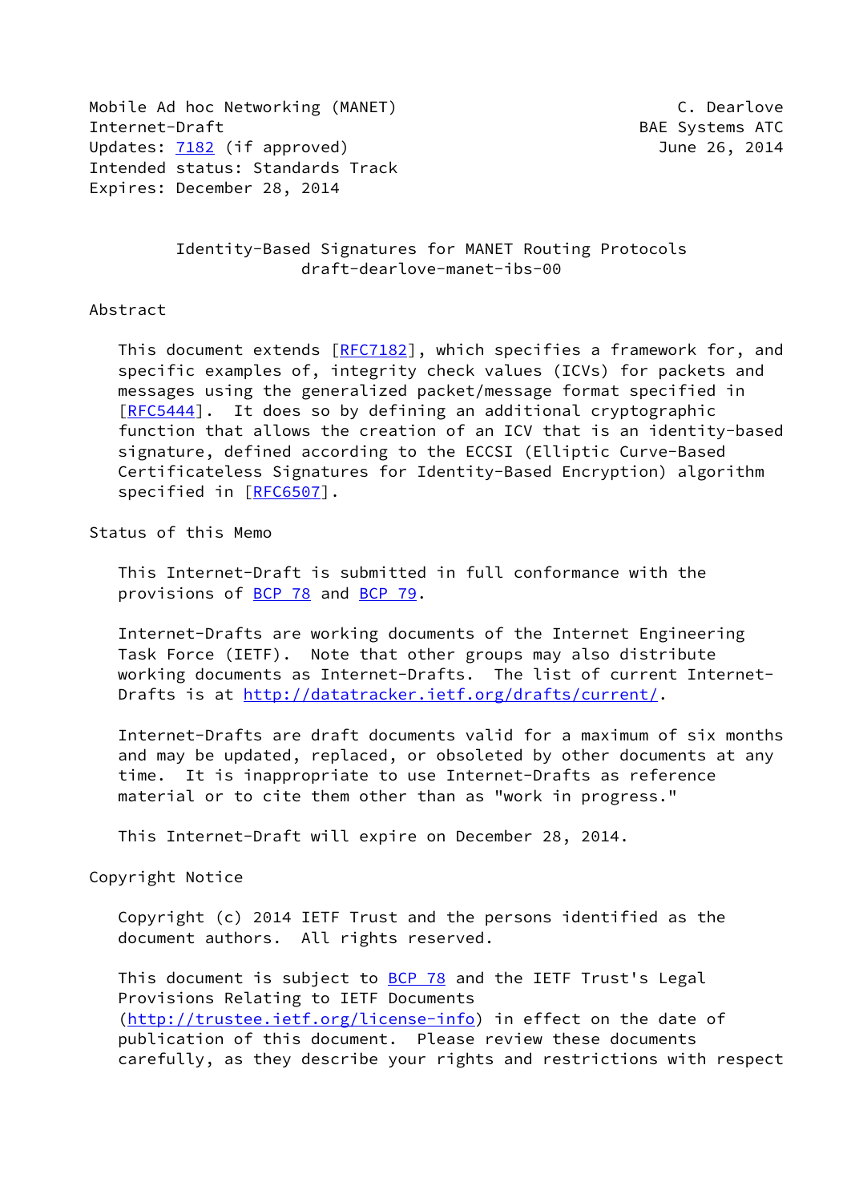Mobile Ad hoc Networking (MANET)  C. Dearlove
Internet-Draft  BAE Systems ATC
Updates: 7182 (if approved)  June 26, 2014
Intended status: Standards Track
Expires: December 28, 2014

# Identity-Based Signatures for MANET Routing Protocols
draft-dearlove-manet-ibs-00

## Abstract

This document extends [RFC7182], which specifies a framework for, and specific examples of, integrity check values (ICVs) for packets and messages using the generalized packet/message format specified in [RFC5444]. It does so by defining an additional cryptographic function that allows the creation of an ICV that is an identity-based signature, defined according to the ECCSI (Elliptic Curve-Based Certificateless Signatures for Identity-Based Encryption) algorithm specified in [RFC6507].

## Status of this Memo

This Internet-Draft is submitted in full conformance with the provisions of BCP 78 and BCP 79.

Internet-Drafts are working documents of the Internet Engineering Task Force (IETF). Note that other groups may also distribute working documents as Internet-Drafts. The list of current Internet-Drafts is at http://datatracker.ietf.org/drafts/current/.

Internet-Drafts are draft documents valid for a maximum of six months and may be updated, replaced, or obsoleted by other documents at any time. It is inappropriate to use Internet-Drafts as reference material or to cite them other than as "work in progress."

This Internet-Draft will expire on December 28, 2014.

## Copyright Notice

Copyright (c) 2014 IETF Trust and the persons identified as the document authors. All rights reserved.

This document is subject to BCP 78 and the IETF Trust's Legal Provisions Relating to IETF Documents (http://trustee.ietf.org/license-info) in effect on the date of publication of this document. Please review these documents carefully, as they describe your rights and restrictions with respect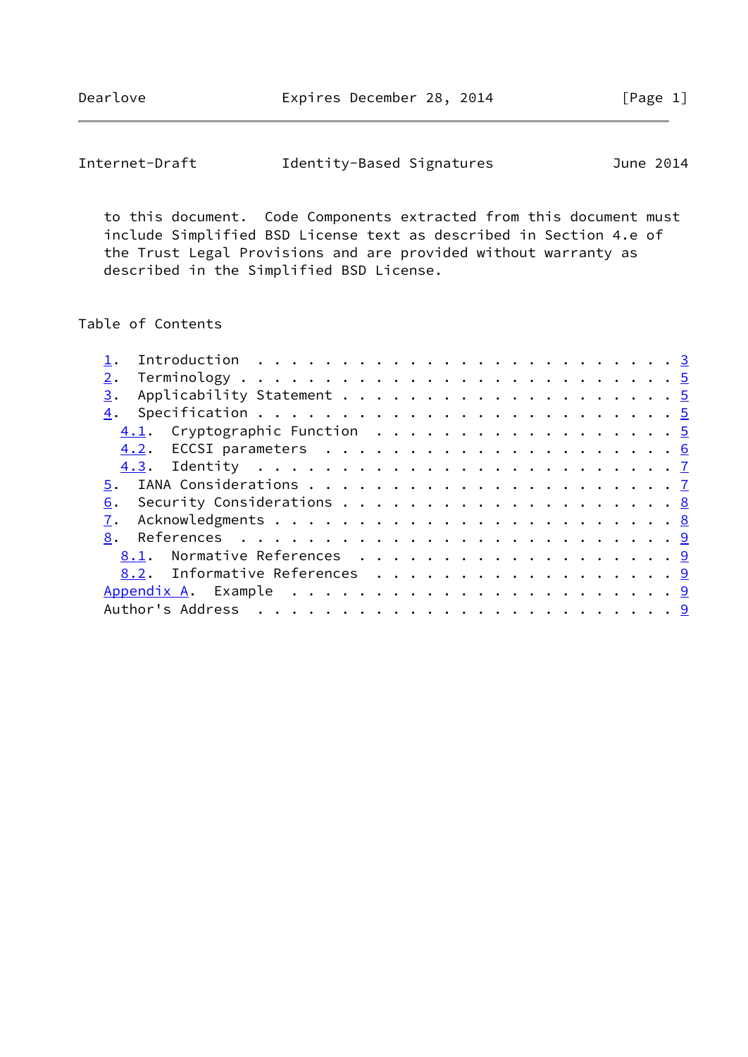to this document. Code Components extracted from this document must include Simplified BSD License text as described in Section 4.e of the Trust Legal Provisions and are provided without warranty as described in the Simplified BSD License.

## Table of Contents

- 1. Introduction . . . . . . . . . . . . . . . . . . . . . . . . . 3
- 2. Terminology . . . . . . . . . . . . . . . . . . . . . . . . . 5
- 3. Applicability Statement . . . . . . . . . . . . . . . . . . . 5
- 4. Specification . . . . . . . . . . . . . . . . . . . . . . . . 5
  - 4.1. Cryptographic Function . . . . . . . . . . . . . . . . . . 5
  - 4.2. ECCSI parameters . . . . . . . . . . . . . . . . . . . . . 6
  - 4.3. Identity . . . . . . . . . . . . . . . . . . . . . . . . . 7
- 5. IANA Considerations . . . . . . . . . . . . . . . . . . . . . 7
- 6. Security Considerations . . . . . . . . . . . . . . . . . . . 8
- 7. Acknowledgments . . . . . . . . . . . . . . . . . . . . . . . 8
- 8. References . . . . . . . . . . . . . . . . . . . . . . . . . 9
  - 8.1. Normative References . . . . . . . . . . . . . . . . . . . 9
  - 8.2. Informative References . . . . . . . . . . . . . . . . . . 9
- Appendix A. Example . . . . . . . . . . . . . . . . . . . . . . . 9
- Author's Address . . . . . . . . . . . . . . . . . . . . . . . . 9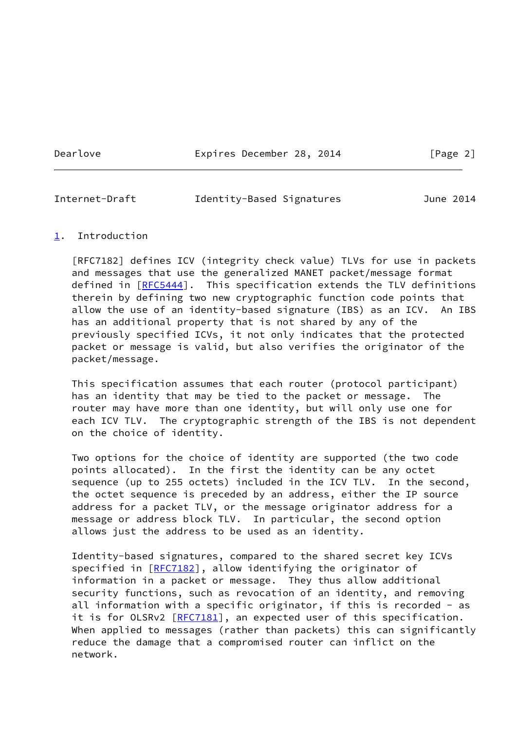## 1. Introduction

[RFC7182] defines ICV (integrity check value) TLVs for use in packets and messages that use the generalized MANET packet/message format defined in [RFC5444]. This specification extends the TLV definitions therein by defining two new cryptographic function code points that allow the use of an identity-based signature (IBS) as an ICV. An IBS has an additional property that is not shared by any of the previously specified ICVs, it not only indicates that the protected packet or message is valid, but also verifies the originator of the packet/message.

This specification assumes that each router (protocol participant) has an identity that may be tied to the packet or message. The router may have more than one identity, but will only use one for each ICV TLV. The cryptographic strength of the IBS is not dependent on the choice of identity.

Two options for the choice of identity are supported (the two code points allocated). In the first the identity can be any octet sequence (up to 255 octets) included in the ICV TLV. In the second, the octet sequence is preceded by an address, either the IP source address for a packet TLV, or the message originator address for a message or address block TLV. In particular, the second option allows just the address to be used as an identity.

Identity-based signatures, compared to the shared secret key ICVs specified in [RFC7182], allow identifying the originator of information in a packet or message. They thus allow additional security functions, such as revocation of an identity, and removing all information with a specific originator, if this is recorded - as it is for OLSRv2 [RFC7181], an expected user of this specification. When applied to messages (rather than packets) this can significantly reduce the damage that a compromised router can inflict on the network.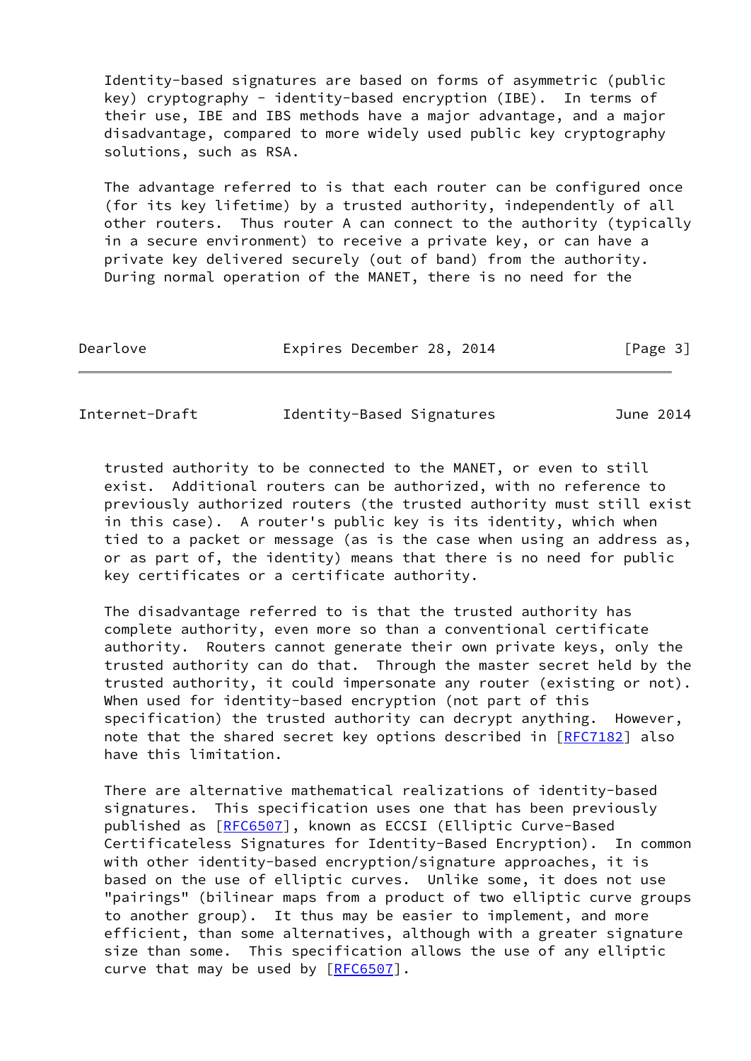Identity-based signatures are based on forms of asymmetric (public key) cryptography - identity-based encryption (IBE). In terms of their use, IBE and IBS methods have a major advantage, and a major disadvantage, compared to more widely used public key cryptography solutions, such as RSA.

The advantage referred to is that each router can be configured once (for its key lifetime) by a trusted authority, independently of all other routers. Thus router A can connect to the authority (typically in a secure environment) to receive a private key, or can have a private key delivered securely (out of band) from the authority. During normal operation of the MANET, there is no need for the trusted authority to be connected to the MANET, or even to still exist. Additional routers can be authorized, with no reference to previously authorized routers (the trusted authority must still exist in this case). A router's public key is its identity, which when tied to a packet or message (as is the case when using an address as, or as part of, the identity) means that there is no need for public key certificates or a certificate authority.

The disadvantage referred to is that the trusted authority has complete authority, even more so than a conventional certificate authority. Routers cannot generate their own private keys, only the trusted authority can do that. Through the master secret held by the trusted authority, it could impersonate any router (existing or not). When used for identity-based encryption (not part of this specification) the trusted authority can decrypt anything. However, note that the shared secret key options described in [RFC7182] also have this limitation.

There are alternative mathematical realizations of identity-based signatures. This specification uses one that has been previously published as [RFC6507], known as ECCSI (Elliptic Curve-Based Certificateless Signatures for Identity-Based Encryption). In common with other identity-based encryption/signature approaches, it is based on the use of elliptic curves. Unlike some, it does not use "pairings" (bilinear maps from a product of two elliptic curve groups to another group). It thus may be easier to implement, and more efficient, than some alternatives, although with a greater signature size than some. This specification allows the use of any elliptic curve that may be used by [RFC6507].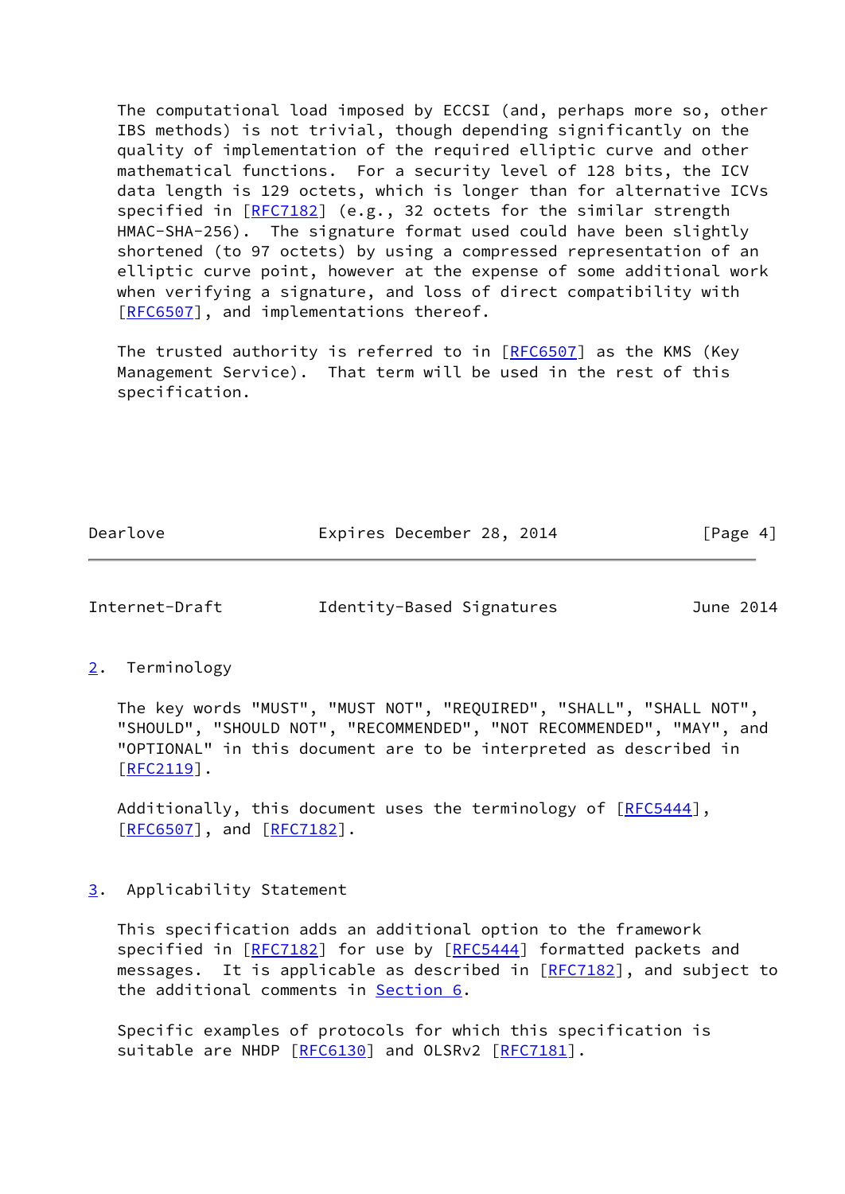The computational load imposed by ECCSI (and, perhaps more so, other IBS methods) is not trivial, though depending significantly on the quality of implementation of the required elliptic curve and other mathematical functions. For a security level of 128 bits, the ICV data length is 129 octets, which is longer than for alternative ICVs specified in [RFC7182] (e.g., 32 octets for the similar strength HMAC-SHA-256). The signature format used could have been slightly shortened (to 97 octets) by using a compressed representation of an elliptic curve point, however at the expense of some additional work when verifying a signature, and loss of direct compatibility with [RFC6507], and implementations thereof.

The trusted authority is referred to in [RFC6507] as the KMS (Key Management Service). That term will be used in the rest of this specification.

## 2. Terminology

The key words "MUST", "MUST NOT", "REQUIRED", "SHALL", "SHALL NOT", "SHOULD", "SHOULD NOT", "RECOMMENDED", "NOT RECOMMENDED", "MAY", and "OPTIONAL" in this document are to be interpreted as described in [RFC2119].

Additionally, this document uses the terminology of [RFC5444], [RFC6507], and [RFC7182].

## 3. Applicability Statement

This specification adds an additional option to the framework specified in [RFC7182] for use by [RFC5444] formatted packets and messages. It is applicable as described in [RFC7182], and subject to the additional comments in Section 6.

Specific examples of protocols for which this specification is suitable are NHDP [RFC6130] and OLSRv2 [RFC7181].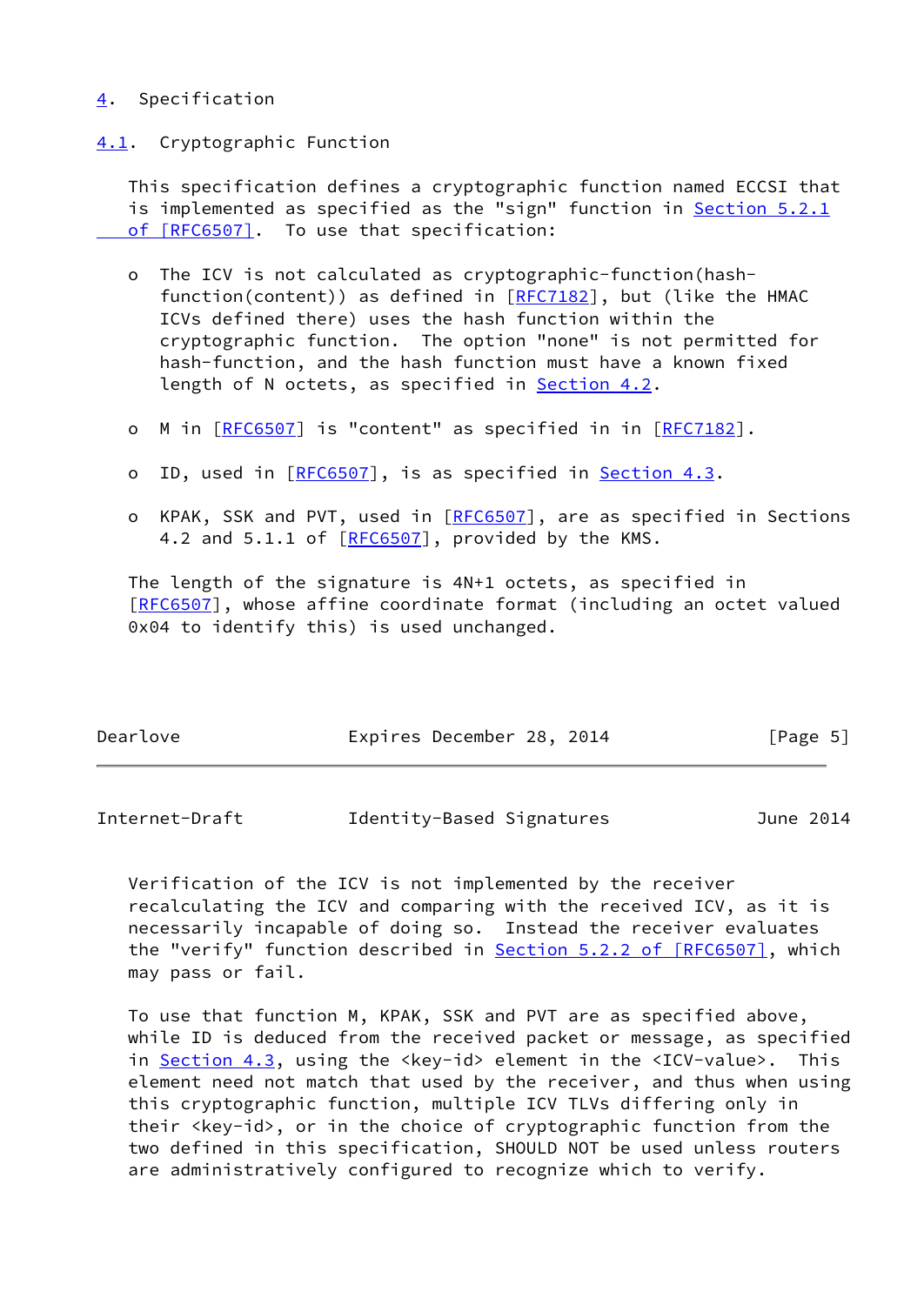# 4. Specification

## 4.1. Cryptographic Function

This specification defines a cryptographic function named ECCSI that is implemented as specified as the "sign" function in Section 5.2.1 of [RFC6507]. To use that specification:

- The ICV is not calculated as cryptographic-function(hash-function(content)) as defined in [RFC7182], but (like the HMAC ICVs defined there) uses the hash function within the cryptographic function. The option "none" is not permitted for hash-function, and the hash function must have a known fixed length of N octets, as specified in Section 4.2.

- M in [RFC6507] is "content" as specified in in [RFC7182].

- ID, used in [RFC6507], is as specified in Section 4.3.

- KPAK, SSK and PVT, used in [RFC6507], are as specified in Sections 4.2 and 5.1.1 of [RFC6507], provided by the KMS.

The length of the signature is 4N+1 octets, as specified in [RFC6507], whose affine coordinate format (including an octet valued 0x04 to identify this) is used unchanged.

Verification of the ICV is not implemented by the receiver recalculating the ICV and comparing with the received ICV, as it is necessarily incapable of doing so. Instead the receiver evaluates the "verify" function described in Section 5.2.2 of [RFC6507], which may pass or fail.

To use that function M, KPAK, SSK and PVT are as specified above, while ID is deduced from the received packet or message, as specified in Section 4.3, using the <key-id> element in the <ICV-value>. This element need not match that used by the receiver, and thus when using this cryptographic function, multiple ICV TLVs differing only in their <key-id>, or in the choice of cryptographic function from the two defined in this specification, SHOULD NOT be used unless routers are administratively configured to recognize which to verify.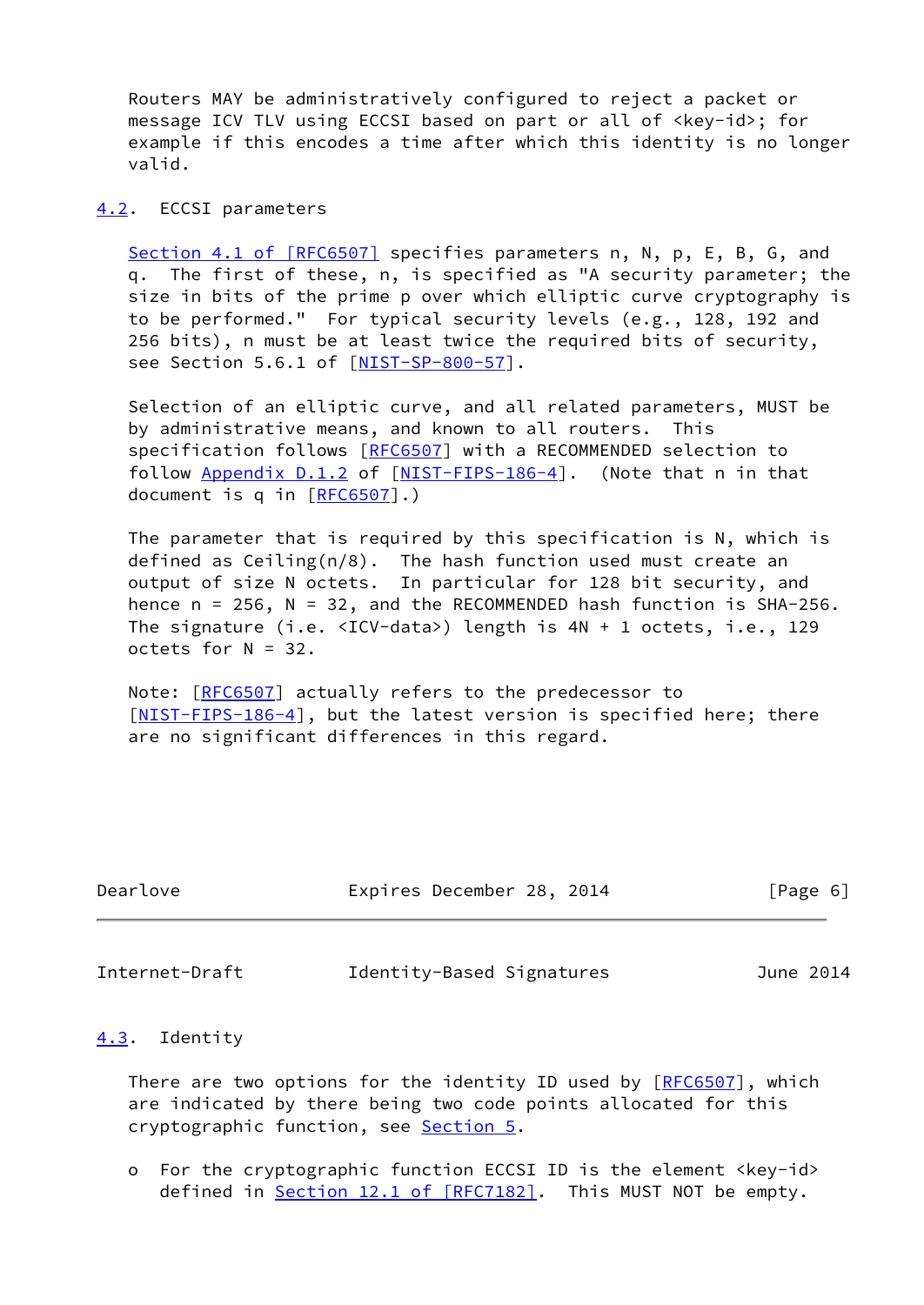Routers MAY be administratively configured to reject a packet or message ICV TLV using ECCSI based on part or all of <key-id>; for example if this encodes a time after which this identity is no longer valid.

## 4.2. ECCSI parameters

Section 4.1 of [RFC6507] specifies parameters n, N, p, E, B, G, and q. The first of these, n, is specified as "A security parameter; the size in bits of the prime p over which elliptic curve cryptography is to be performed." For typical security levels (e.g., 128, 192 and 256 bits), n must be at least twice the required bits of security, see Section 5.6.1 of [NIST-SP-800-57].

Selection of an elliptic curve, and all related parameters, MUST be by administrative means, and known to all routers. This specification follows [RFC6507] with a RECOMMENDED selection to follow Appendix D.1.2 of [NIST-FIPS-186-4]. (Note that n in that document is q in [RFC6507].)

The parameter that is required by this specification is N, which is defined as Ceiling(n/8). The hash function used must create an output of size N octets. In particular for 128 bit security, and hence n = 256, N = 32, and the RECOMMENDED hash function is SHA-256. The signature (i.e. <ICV-data>) length is 4N + 1 octets, i.e., 129 octets for N = 32.

Note: [RFC6507] actually refers to the predecessor to [NIST-FIPS-186-4], but the latest version is specified here; there are no significant differences in this regard.

## 4.3. Identity

There are two options for the identity ID used by [RFC6507], which are indicated by there being two code points allocated for this cryptographic function, see Section 5.

- For the cryptographic function ECCSI ID is the element <key-id> defined in Section 12.1 of [RFC7182]. This MUST NOT be empty.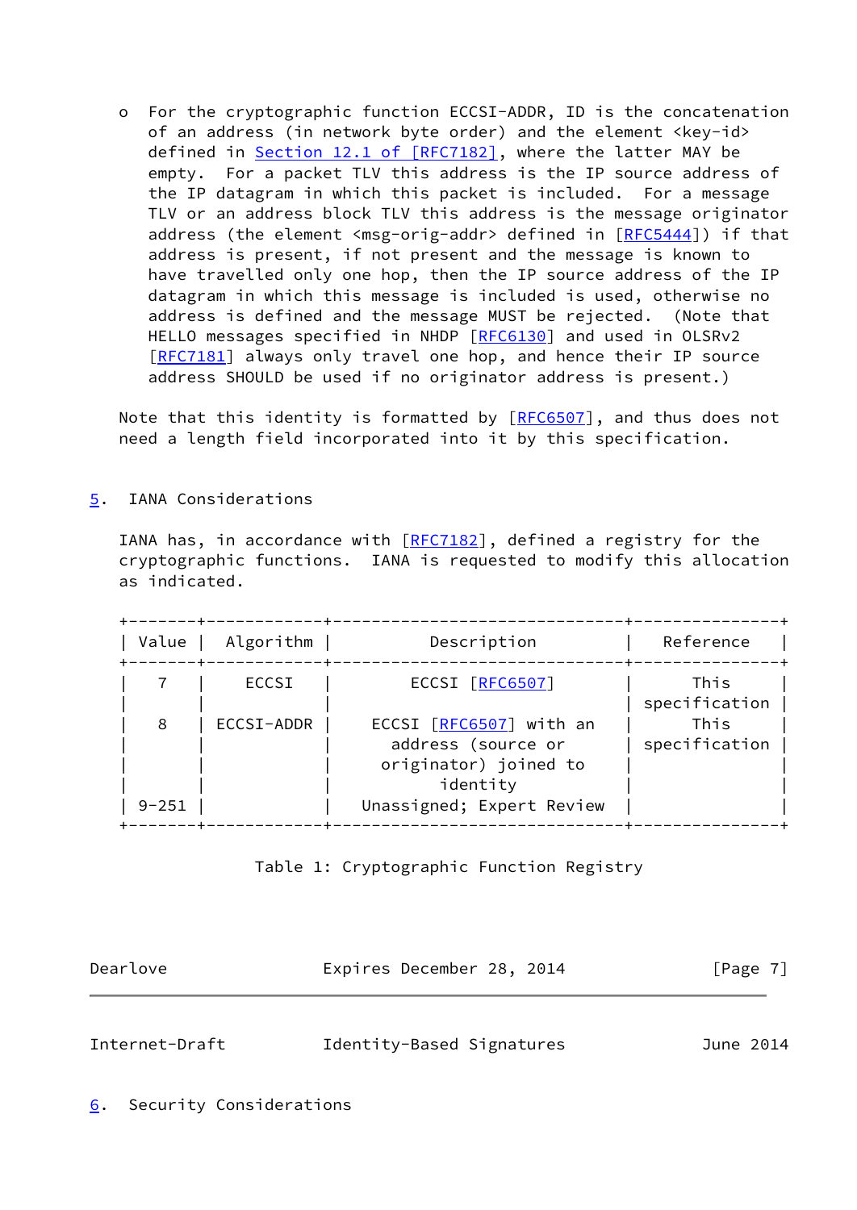- For the cryptographic function ECCSI-ADDR, ID is the concatenation of an address (in network byte order) and the element <key-id> defined in Section 12.1 of [RFC7182], where the latter MAY be empty. For a packet TLV this address is the IP source address of the IP datagram in which this packet is included. For a message TLV or an address block TLV this address is the message originator address (the element <msg-orig-addr> defined in [RFC5444]) if that address is present, if not present and the message is known to have travelled only one hop, then the IP source address of the IP datagram in which this message is included is used, otherwise no address is defined and the message MUST be rejected. (Note that HELLO messages specified in NHDP [RFC6130] and used in OLSRv2 [RFC7181] always only travel one hop, and hence their IP source address SHOULD be used if no originator address is present.)

Note that this identity is formatted by [RFC6507], and thus does not need a length field incorporated into it by this specification.

## 5. IANA Considerations

IANA has, in accordance with [RFC7182], defined a registry for the cryptographic functions. IANA is requested to modify this allocation as indicated.

| Value | Algorithm | Description | Reference |
|---|---|---|---|
| 7 | ECCSI | ECCSI [RFC6507] | This specification |
| 8 | ECCSI-ADDR | ECCSI [RFC6507] with an address (source or originator) joined to identity | This specification |
| 9-251 | | Unassigned; Expert Review | |

Table 1: Cryptographic Function Registry

## 6. Security Considerations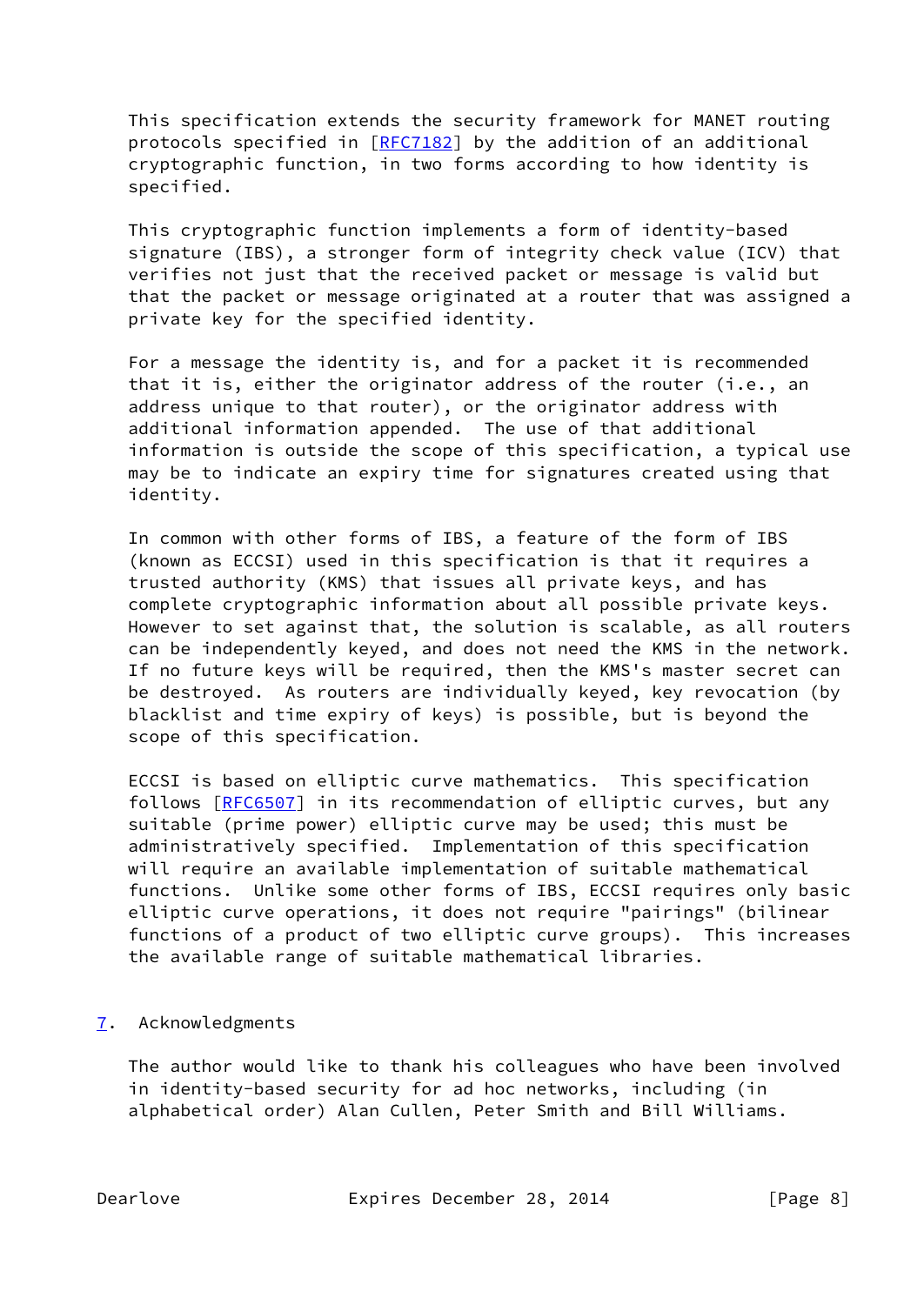This specification extends the security framework for MANET routing protocols specified in [RFC7182] by the addition of an additional cryptographic function, in two forms according to how identity is specified.

This cryptographic function implements a form of identity-based signature (IBS), a stronger form of integrity check value (ICV) that verifies not just that the received packet or message is valid but that the packet or message originated at a router that was assigned a private key for the specified identity.

For a message the identity is, and for a packet it is recommended that it is, either the originator address of the router (i.e., an address unique to that router), or the originator address with additional information appended. The use of that additional information is outside the scope of this specification, a typical use may be to indicate an expiry time for signatures created using that identity.

In common with other forms of IBS, a feature of the form of IBS (known as ECCSI) used in this specification is that it requires a trusted authority (KMS) that issues all private keys, and has complete cryptographic information about all possible private keys. However to set against that, the solution is scalable, as all routers can be independently keyed, and does not need the KMS in the network. If no future keys will be required, then the KMS's master secret can be destroyed. As routers are individually keyed, key revocation (by blacklist and time expiry of keys) is possible, but is beyond the scope of this specification.

ECCSI is based on elliptic curve mathematics. This specification follows [RFC6507] in its recommendation of elliptic curves, but any suitable (prime power) elliptic curve may be used; this must be administratively specified. Implementation of this specification will require an available implementation of suitable mathematical functions. Unlike some other forms of IBS, ECCSI requires only basic elliptic curve operations, it does not require "pairings" (bilinear functions of a product of two elliptic curve groups). This increases the available range of suitable mathematical libraries.

## 7. Acknowledgments

The author would like to thank his colleagues who have been involved in identity-based security for ad hoc networks, including (in alphabetical order) Alan Cullen, Peter Smith and Bill Williams.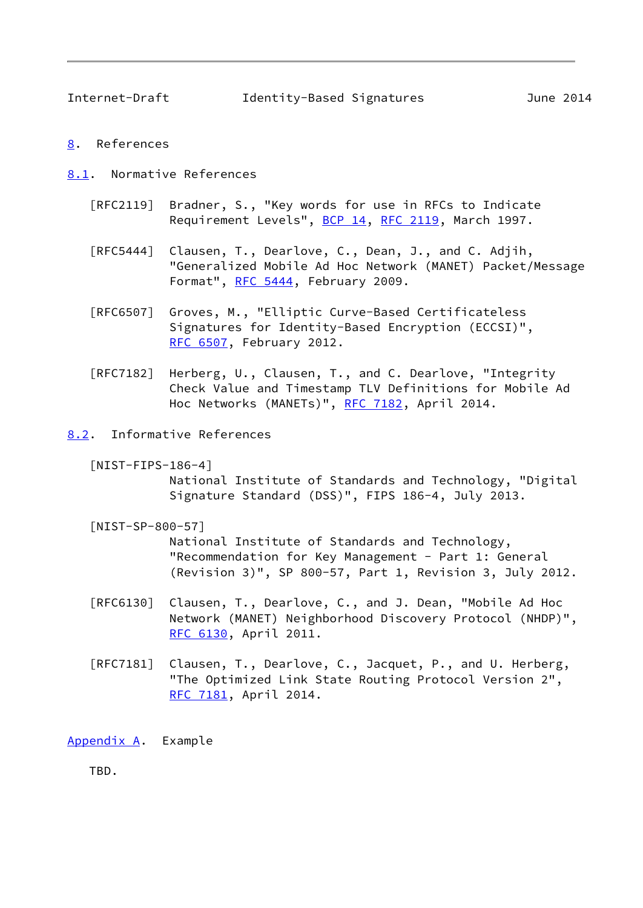# 8. References

## 8.1. Normative References

[RFC2119] Bradner, S., "Key words for use in RFCs to Indicate Requirement Levels", BCP 14, RFC 2119, March 1997.

[RFC5444] Clausen, T., Dearlove, C., Dean, J., and C. Adjih, "Generalized Mobile Ad Hoc Network (MANET) Packet/Message Format", RFC 5444, February 2009.

[RFC6507] Groves, M., "Elliptic Curve-Based Certificateless Signatures for Identity-Based Encryption (ECCSI)", RFC 6507, February 2012.

[RFC7182] Herberg, U., Clausen, T., and C. Dearlove, "Integrity Check Value and Timestamp TLV Definitions for Mobile Ad Hoc Networks (MANETs)", RFC 7182, April 2014.

## 8.2. Informative References

[NIST-FIPS-186-4] National Institute of Standards and Technology, "Digital Signature Standard (DSS)", FIPS 186-4, July 2013.

[NIST-SP-800-57] National Institute of Standards and Technology, "Recommendation for Key Management - Part 1: General (Revision 3)", SP 800-57, Part 1, Revision 3, July 2012.

[RFC6130] Clausen, T., Dearlove, C., and J. Dean, "Mobile Ad Hoc Network (MANET) Neighborhood Discovery Protocol (NHDP)", RFC 6130, April 2011.

[RFC7181] Clausen, T., Dearlove, C., Jacquet, P., and U. Herberg, "The Optimized Link State Routing Protocol Version 2", RFC 7181, April 2014.

# Appendix A. Example

TBD.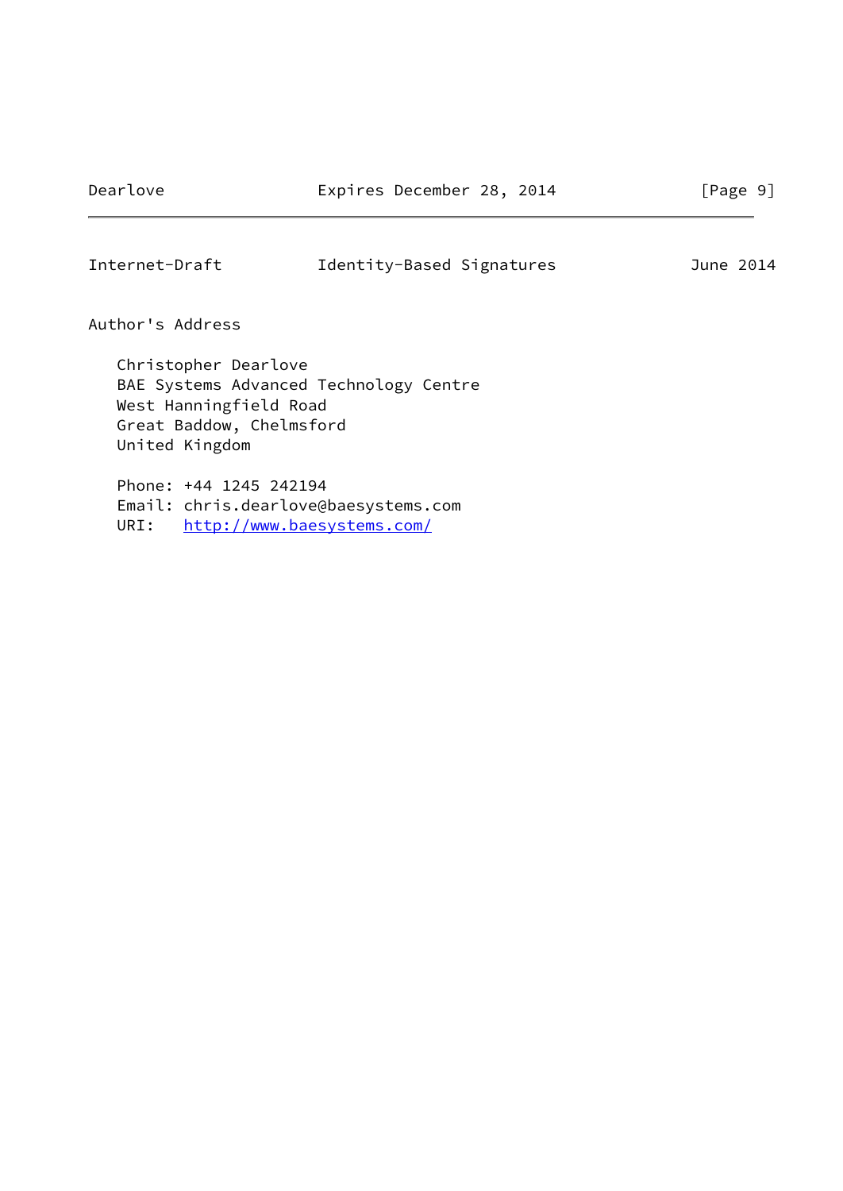## Author's Address

Christopher Dearlove
BAE Systems Advanced Technology Centre
West Hanningfield Road
Great Baddow, Chelmsford
United Kingdom

Phone: +44 1245 242194
Email: chris.dearlove@baesystems.com
URI: http://www.baesystems.com/